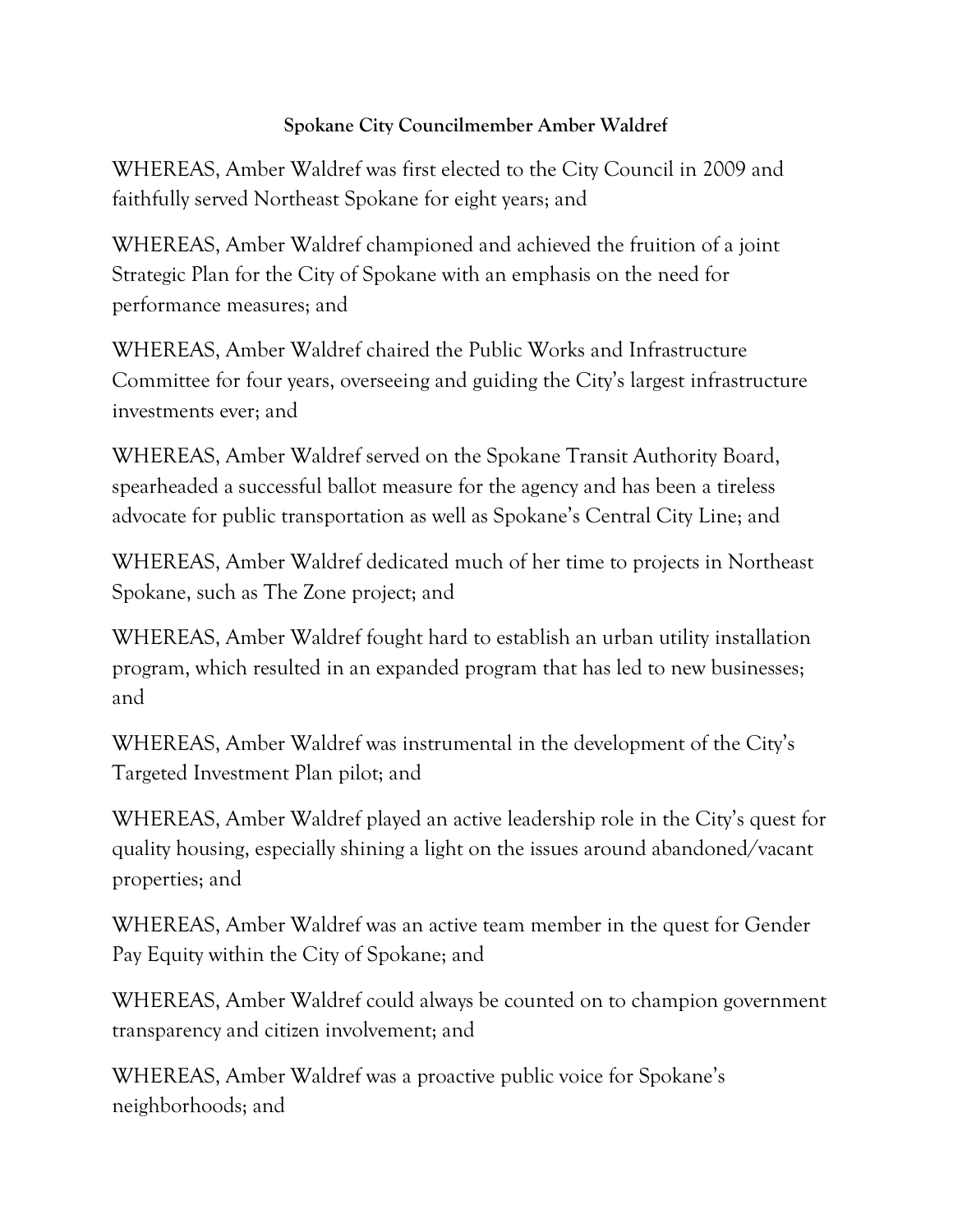**Spokane City Councilmember Amber Waldref**

WHEREAS, Amber Waldref was first elected to the City Council in 2009 and faithfully served Northeast Spokane for eight years; and

WHEREAS, Amber Waldref championed and achieved the fruition of a joint Strategic Plan for the City of Spokane with an emphasis on the need for performance measures; and

WHEREAS, Amber Waldref chaired the Public Works and Infrastructure Committee for four years, overseeing and guiding the City's largest infrastructure investments ever; and

WHEREAS, Amber Waldref served on the Spokane Transit Authority Board, spearheaded a successful ballot measure for the agency and has been a tireless advocate for public transportation as well as Spokane's Central City Line; and

WHEREAS, Amber Waldref dedicated much of her time to projects in Northeast Spokane, such as The Zone project; and

WHEREAS, Amber Waldref fought hard to establish an urban utility installation program, which resulted in an expanded program that has led to new businesses; and

WHEREAS, Amber Waldref was instrumental in the development of the City's Targeted Investment Plan pilot; and

WHEREAS, Amber Waldref played an active leadership role in the City's quest for quality housing, especially shining a light on the issues around abandoned/vacant properties; and

WHEREAS, Amber Waldref was an active team member in the quest for Gender Pay Equity within the City of Spokane; and

WHEREAS, Amber Waldref could always be counted on to champion government transparency and citizen involvement; and

WHEREAS, Amber Waldref was a proactive public voice for Spokane's neighborhoods; and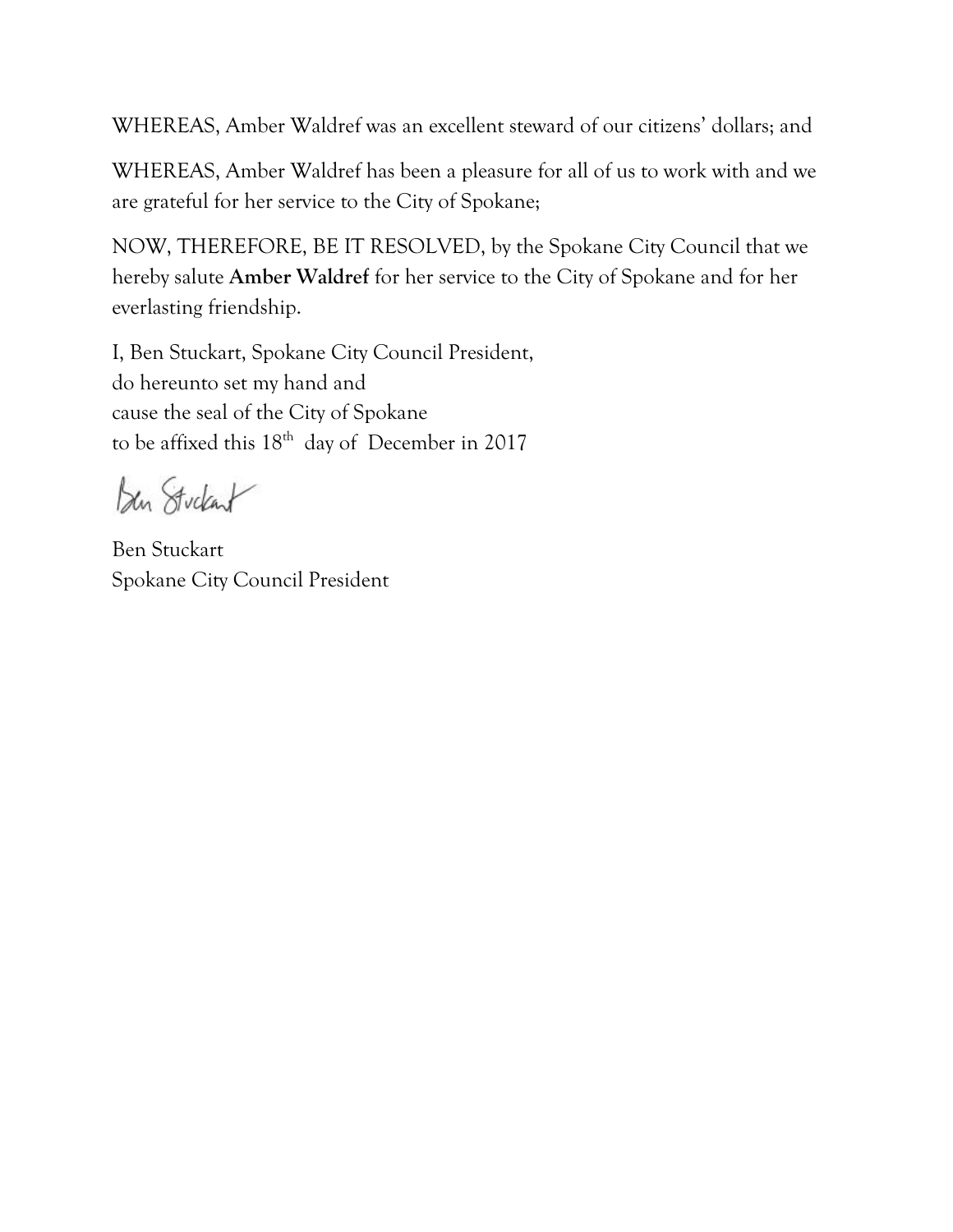WHEREAS, Amber Waldref was an excellent steward of our citizens' dollars; and

WHEREAS, Amber Waldref has been a pleasure for all of us to work with and we are grateful for her service to the City of Spokane;

NOW, THEREFORE, BE IT RESOLVED, by the Spokane City Council that we hereby salute **Amber Waldref** for her service to the City of Spokane and for her everlasting friendship.

I, Ben Stuckart, Spokane City Council President,
do hereunto set my hand and
cause the seal of the City of Spokane
to be affixed this 18th day of December in 2017

Ben Stuckart

Ben Stuckart
Spokane City Council President